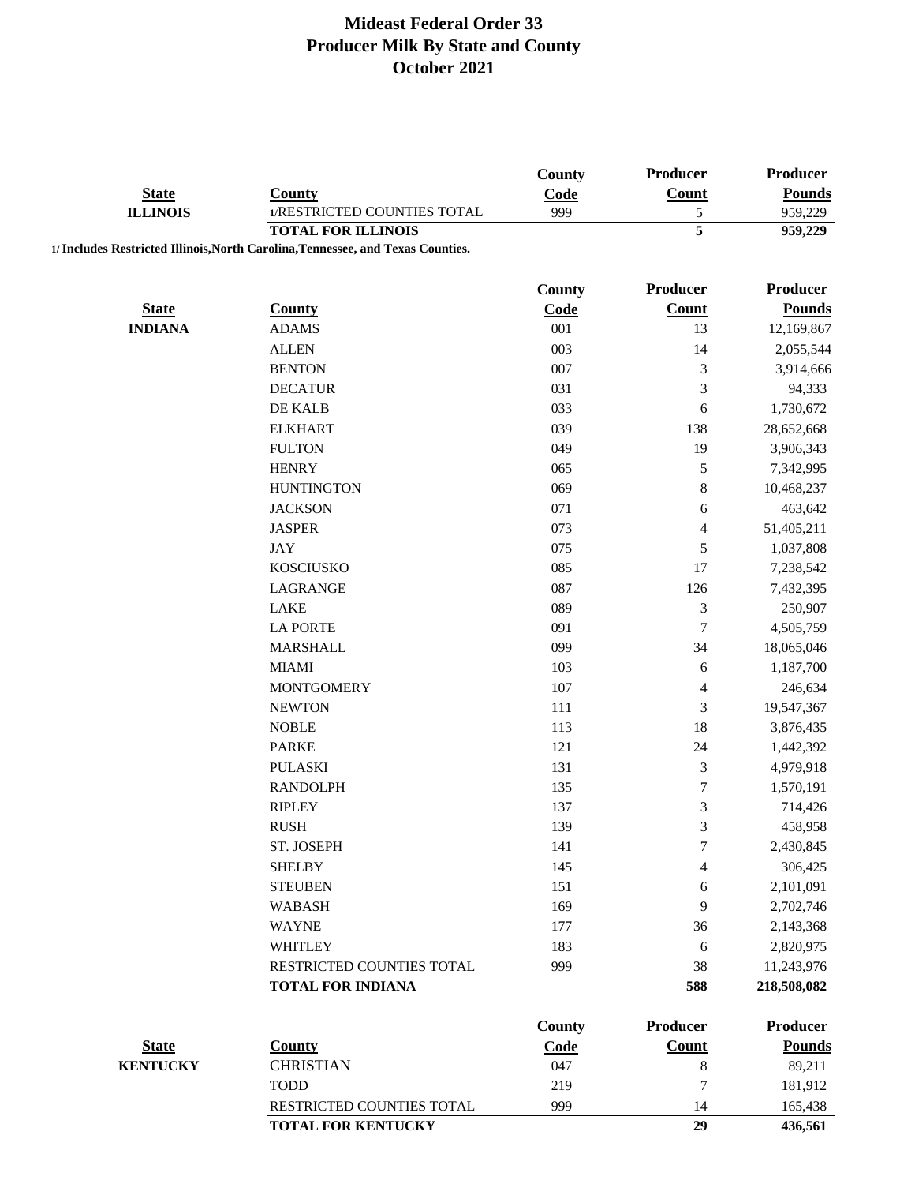# Mideast Federal Order 33
## Producer Milk By State and County
## October 2021

| State | County | County Code | Producer Count | Producer Pounds |
|---|---|---|---|---|
| ILLINOIS | 1/RESTRICTED COUNTIES TOTAL | 999 | 5 | 959,229 |
| | **TOTAL FOR ILLINOIS** | | **5** | **959,229** |

**1/ Includes Restricted Illinois,North Carolina,Tennessee, and Texas Counties.**

| State | County | County Code | Producer Count | Producer Pounds |
|---|---|---|---|---|
| INDIANA | ADAMS | 001 | 13 | 12,169,867 |
| | ALLEN | 003 | 14 | 2,055,544 |
| | BENTON | 007 | 3 | 3,914,666 |
| | DECATUR | 031 | 3 | 94,333 |
| | DE KALB | 033 | 6 | 1,730,672 |
| | ELKHART | 039 | 138 | 28,652,668 |
| | FULTON | 049 | 19 | 3,906,343 |
| | HENRY | 065 | 5 | 7,342,995 |
| | HUNTINGTON | 069 | 8 | 10,468,237 |
| | JACKSON | 071 | 6 | 463,642 |
| | JASPER | 073 | 4 | 51,405,211 |
| | JAY | 075 | 5 | 1,037,808 |
| | KOSCIUSKO | 085 | 17 | 7,238,542 |
| | LAGRANGE | 087 | 126 | 7,432,395 |
| | LAKE | 089 | 3 | 250,907 |
| | LA PORTE | 091 | 7 | 4,505,759 |
| | MARSHALL | 099 | 34 | 18,065,046 |
| | MIAMI | 103 | 6 | 1,187,700 |
| | MONTGOMERY | 107 | 4 | 246,634 |
| | NEWTON | 111 | 3 | 19,547,367 |
| | NOBLE | 113 | 18 | 3,876,435 |
| | PARKE | 121 | 24 | 1,442,392 |
| | PULASKI | 131 | 3 | 4,979,918 |
| | RANDOLPH | 135 | 7 | 1,570,191 |
| | RIPLEY | 137 | 3 | 714,426 |
| | RUSH | 139 | 3 | 458,958 |
| | ST. JOSEPH | 141 | 7 | 2,430,845 |
| | SHELBY | 145 | 4 | 306,425 |
| | STEUBEN | 151 | 6 | 2,101,091 |
| | WABASH | 169 | 9 | 2,702,746 |
| | WAYNE | 177 | 36 | 2,143,368 |
| | WHITLEY | 183 | 6 | 2,820,975 |
| | RESTRICTED COUNTIES TOTAL | 999 | 38 | 11,243,976 |
| | **TOTAL FOR INDIANA** | | **588** | **218,508,082** |

| State | County | County Code | Producer Count | Producer Pounds |
|---|---|---|---|---|
| KENTUCKY | CHRISTIAN | 047 | 8 | 89,211 |
| | TODD | 219 | 7 | 181,912 |
| | RESTRICTED COUNTIES TOTAL | 999 | 14 | 165,438 |
| | **TOTAL FOR KENTUCKY** | | **29** | **436,561** |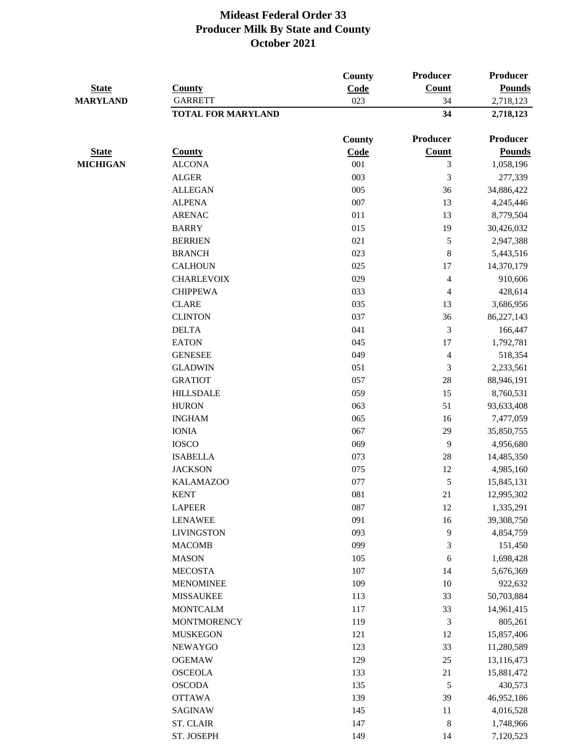# Mideast Federal Order 33
## Producer Milk By State and County
### October 2021

| State | County | County Code | Producer Count | Producer Pounds |
|---|---|---|---|---|
| MARYLAND | GARRETT | 023 | 34 | 2,718,123 |
| | **TOTAL FOR MARYLAND** | | **34** | **2,718,123** |

| State | County | County Code | Producer Count | Producer Pounds |
|---|---|---|---|---|
| MICHIGAN | ALCONA | 001 | 3 | 1,058,196 |
| | ALGER | 003 | 3 | 277,339 |
| | ALLEGAN | 005 | 36 | 34,886,422 |
| | ALPENA | 007 | 13 | 4,245,446 |
| | ARENAC | 011 | 13 | 8,779,504 |
| | BARRY | 015 | 19 | 30,426,032 |
| | BERRIEN | 021 | 5 | 2,947,388 |
| | BRANCH | 023 | 8 | 5,443,516 |
| | CALHOUN | 025 | 17 | 14,370,179 |
| | CHARLEVOIX | 029 | 4 | 910,606 |
| | CHIPPEWA | 033 | 4 | 428,614 |
| | CLARE | 035 | 13 | 3,686,956 |
| | CLINTON | 037 | 36 | 86,227,143 |
| | DELTA | 041 | 3 | 166,447 |
| | EATON | 045 | 17 | 1,792,781 |
| | GENESEE | 049 | 4 | 518,354 |
| | GLADWIN | 051 | 3 | 2,233,561 |
| | GRATIOT | 057 | 28 | 88,946,191 |
| | HILLSDALE | 059 | 15 | 8,760,531 |
| | HURON | 063 | 51 | 93,633,408 |
| | INGHAM | 065 | 16 | 7,477,059 |
| | IONIA | 067 | 29 | 35,850,755 |
| | IOSCO | 069 | 9 | 4,956,680 |
| | ISABELLA | 073 | 28 | 14,485,350 |
| | JACKSON | 075 | 12 | 4,985,160 |
| | KALAMAZOO | 077 | 5 | 15,845,131 |
| | KENT | 081 | 21 | 12,995,302 |
| | LAPEER | 087 | 12 | 1,335,291 |
| | LENAWEE | 091 | 16 | 39,308,750 |
| | LIVINGSTON | 093 | 9 | 4,854,759 |
| | MACOMB | 099 | 3 | 151,450 |
| | MASON | 105 | 6 | 1,698,428 |
| | MECOSTA | 107 | 14 | 5,676,369 |
| | MENOMINEE | 109 | 10 | 922,632 |
| | MISSAUKEE | 113 | 33 | 50,703,884 |
| | MONTCALM | 117 | 33 | 14,961,415 |
| | MONTMORENCY | 119 | 3 | 805,261 |
| | MUSKEGON | 121 | 12 | 15,857,406 |
| | NEWAYGO | 123 | 33 | 11,280,589 |
| | OGEMAW | 129 | 25 | 13,116,473 |
| | OSCEOLA | 133 | 21 | 15,881,472 |
| | OSCODA | 135 | 5 | 430,573 |
| | OTTAWA | 139 | 39 | 46,952,186 |
| | SAGINAW | 145 | 11 | 4,016,528 |
| | ST. CLAIR | 147 | 8 | 1,748,966 |
| | ST. JOSEPH | 149 | 14 | 7,120,523 |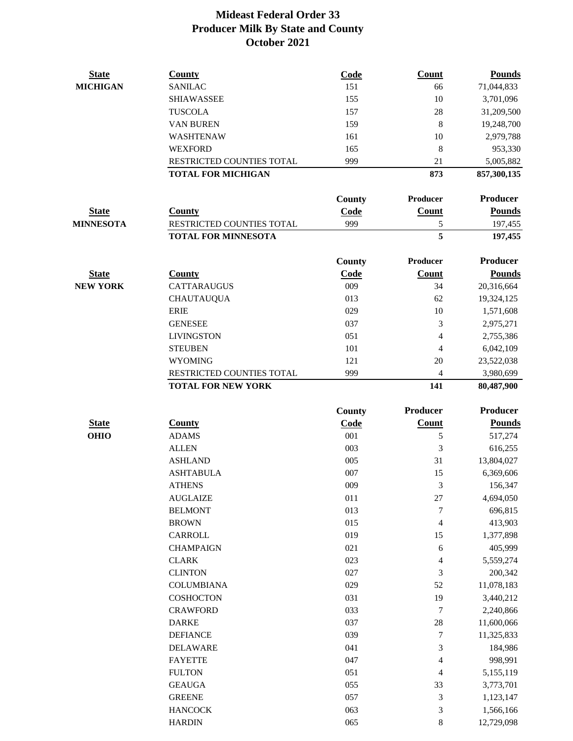# Mideast Federal Order 33
## Producer Milk By State and County
## October 2021

| State | County | Code | Count | Pounds |
|---|---|---|---|---|
| MICHIGAN | SANILAC | 151 | 66 | 71,044,833 |
| | SHIAWASSEE | 155 | 10 | 3,701,096 |
| | TUSCOLA | 157 | 28 | 31,209,500 |
| | VAN BUREN | 159 | 8 | 19,248,700 |
| | WASHTENAW | 161 | 10 | 2,979,788 |
| | WEXFORD | 165 | 8 | 953,330 |
| | RESTRICTED COUNTIES TOTAL | 999 | 21 | 5,005,882 |
| | **TOTAL FOR MICHIGAN** | | **873** | **857,300,135** |

| State | County | County Code | Producer Count | Producer Pounds |
|---|---|---|---|---|
| MINNESOTA | RESTRICTED COUNTIES TOTAL | 999 | 5 | 197,455 |
| | **TOTAL FOR MINNESOTA** | | **5** | **197,455** |

| State | County | County Code | Producer Count | Producer Pounds |
|---|---|---|---|---|
| NEW YORK | CATTARAUGUS | 009 | 34 | 20,316,664 |
| | CHAUTAUQUA | 013 | 62 | 19,324,125 |
| | ERIE | 029 | 10 | 1,571,608 |
| | GENESEE | 037 | 3 | 2,975,271 |
| | LIVINGSTON | 051 | 4 | 2,755,386 |
| | STEUBEN | 101 | 4 | 6,042,109 |
| | WYOMING | 121 | 20 | 23,522,038 |
| | RESTRICTED COUNTIES TOTAL | 999 | 4 | 3,980,699 |
| | **TOTAL FOR NEW YORK** | | **141** | **80,487,900** |

| State | County | County Code | Producer Count | Producer Pounds |
|---|---|---|---|---|
| OHIO | ADAMS | 001 | 5 | 517,274 |
| | ALLEN | 003 | 3 | 616,255 |
| | ASHLAND | 005 | 31 | 13,804,027 |
| | ASHTABULA | 007 | 15 | 6,369,606 |
| | ATHENS | 009 | 3 | 156,347 |
| | AUGLAIZE | 011 | 27 | 4,694,050 |
| | BELMONT | 013 | 7 | 696,815 |
| | BROWN | 015 | 4 | 413,903 |
| | CARROLL | 019 | 15 | 1,377,898 |
| | CHAMPAIGN | 021 | 6 | 405,999 |
| | CLARK | 023 | 4 | 5,559,274 |
| | CLINTON | 027 | 3 | 200,342 |
| | COLUMBIANA | 029 | 52 | 11,078,183 |
| | COSHOCTON | 031 | 19 | 3,440,212 |
| | CRAWFORD | 033 | 7 | 2,240,866 |
| | DARKE | 037 | 28 | 11,600,066 |
| | DEFIANCE | 039 | 7 | 11,325,833 |
| | DELAWARE | 041 | 3 | 184,986 |
| | FAYETTE | 047 | 4 | 998,991 |
| | FULTON | 051 | 4 | 5,155,119 |
| | GEAUGA | 055 | 33 | 3,773,701 |
| | GREENE | 057 | 3 | 1,123,147 |
| | HANCOCK | 063 | 3 | 1,566,166 |
| | HARDIN | 065 | 8 | 12,729,098 |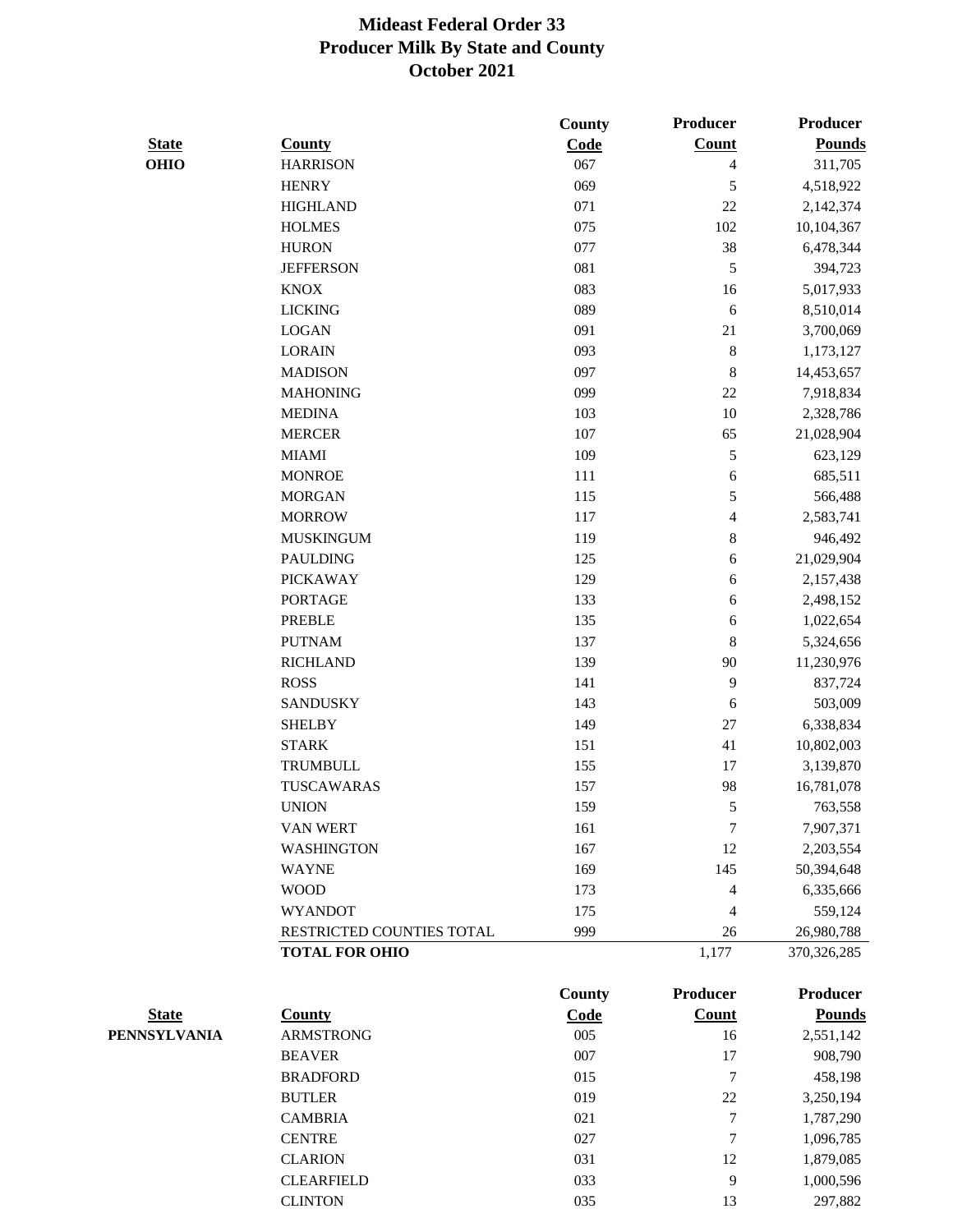# Mideast Federal Order 33
## Producer Milk By State and County
## October 2021

| State | County | County Code | Producer Count | Producer Pounds |
|---|---|---|---|---|
| **OHIO** | HARRISON | 067 | 4 | 311,705 |
| | HENRY | 069 | 5 | 4,518,922 |
| | HIGHLAND | 071 | 22 | 2,142,374 |
| | HOLMES | 075 | 102 | 10,104,367 |
| | HURON | 077 | 38 | 6,478,344 |
| | JEFFERSON | 081 | 5 | 394,723 |
| | KNOX | 083 | 16 | 5,017,933 |
| | LICKING | 089 | 6 | 8,510,014 |
| | LOGAN | 091 | 21 | 3,700,069 |
| | LORAIN | 093 | 8 | 1,173,127 |
| | MADISON | 097 | 8 | 14,453,657 |
| | MAHONING | 099 | 22 | 7,918,834 |
| | MEDINA | 103 | 10 | 2,328,786 |
| | MERCER | 107 | 65 | 21,028,904 |
| | MIAMI | 109 | 5 | 623,129 |
| | MONROE | 111 | 6 | 685,511 |
| | MORGAN | 115 | 5 | 566,488 |
| | MORROW | 117 | 4 | 2,583,741 |
| | MUSKINGUM | 119 | 8 | 946,492 |
| | PAULDING | 125 | 6 | 21,029,904 |
| | PICKAWAY | 129 | 6 | 2,157,438 |
| | PORTAGE | 133 | 6 | 2,498,152 |
| | PREBLE | 135 | 6 | 1,022,654 |
| | PUTNAM | 137 | 8 | 5,324,656 |
| | RICHLAND | 139 | 90 | 11,230,976 |
| | ROSS | 141 | 9 | 837,724 |
| | SANDUSKY | 143 | 6 | 503,009 |
| | SHELBY | 149 | 27 | 6,338,834 |
| | STARK | 151 | 41 | 10,802,003 |
| | TRUMBULL | 155 | 17 | 3,139,870 |
| | TUSCAWARAS | 157 | 98 | 16,781,078 |
| | UNION | 159 | 5 | 763,558 |
| | VAN WERT | 161 | 7 | 7,907,371 |
| | WASHINGTON | 167 | 12 | 2,203,554 |
| | WAYNE | 169 | 145 | 50,394,648 |
| | WOOD | 173 | 4 | 6,335,666 |
| | WYANDOT | 175 | 4 | 559,124 |
| | RESTRICTED COUNTIES TOTAL | 999 | 26 | 26,980,788 |
| | **TOTAL FOR OHIO** | | 1,177 | 370,326,285 |

| State | County | County Code | Producer Count | Producer Pounds |
|---|---|---|---|---|
| **PENNSYLVANIA** | ARMSTRONG | 005 | 16 | 2,551,142 |
| | BEAVER | 007 | 17 | 908,790 |
| | BRADFORD | 015 | 7 | 458,198 |
| | BUTLER | 019 | 22 | 3,250,194 |
| | CAMBRIA | 021 | 7 | 1,787,290 |
| | CENTRE | 027 | 7 | 1,096,785 |
| | CLARION | 031 | 12 | 1,879,085 |
| | CLEARFIELD | 033 | 9 | 1,000,596 |
| | CLINTON | 035 | 13 | 297,882 |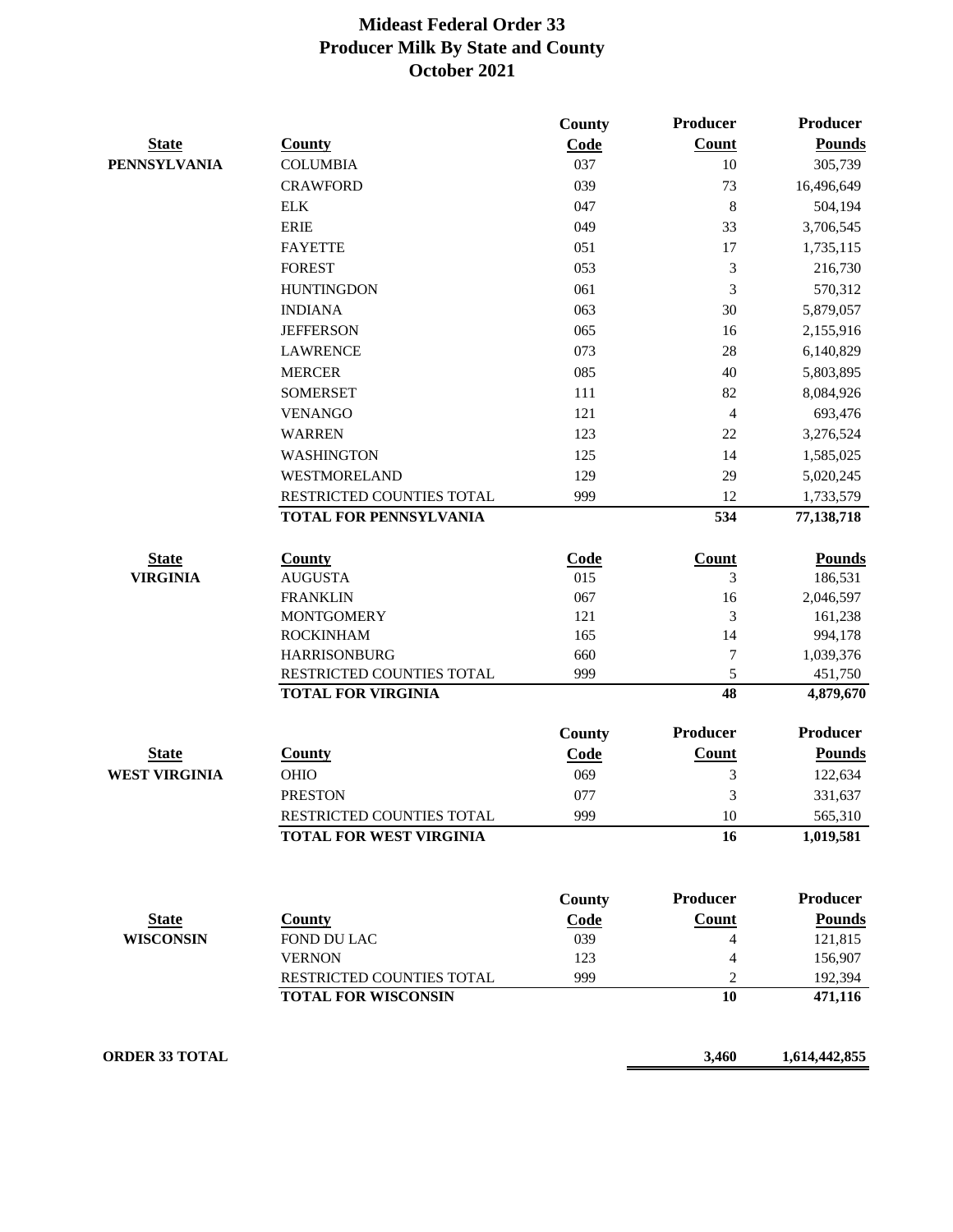# Mideast Federal Order 33
## Producer Milk By State and County
## October 2021

| State | County | County Code | Producer Count | Producer Pounds |
|---|---|---|---|---|
| PENNSYLVANIA | COLUMBIA | 037 | 10 | 305,739 |
| | CRAWFORD | 039 | 73 | 16,496,649 |
| | ELK | 047 | 8 | 504,194 |
| | ERIE | 049 | 33 | 3,706,545 |
| | FAYETTE | 051 | 17 | 1,735,115 |
| | FOREST | 053 | 3 | 216,730 |
| | HUNTINGDON | 061 | 3 | 570,312 |
| | INDIANA | 063 | 30 | 5,879,057 |
| | JEFFERSON | 065 | 16 | 2,155,916 |
| | LAWRENCE | 073 | 28 | 6,140,829 |
| | MERCER | 085 | 40 | 5,803,895 |
| | SOMERSET | 111 | 82 | 8,084,926 |
| | VENANGO | 121 | 4 | 693,476 |
| | WARREN | 123 | 22 | 3,276,524 |
| | WASHINGTON | 125 | 14 | 1,585,025 |
| | WESTMORELAND | 129 | 29 | 5,020,245 |
| | RESTRICTED COUNTIES TOTAL | 999 | 12 | 1,733,579 |
| | **TOTAL FOR PENNSYLVANIA** | | **534** | **77,138,718** |

| State | County | Code | Count | Pounds |
|---|---|---|---|---|
| VIRGINIA | AUGUSTA | 015 | 3 | 186,531 |
| | FRANKLIN | 067 | 16 | 2,046,597 |
| | MONTGOMERY | 121 | 3 | 161,238 |
| | ROCKINHAM | 165 | 14 | 994,178 |
| | HARRISONBURG | 660 | 7 | 1,039,376 |
| | RESTRICTED COUNTIES TOTAL | 999 | 5 | 451,750 |
| | **TOTAL FOR VIRGINIA** | | **48** | **4,879,670** |

| State | County | County Code | Producer Count | Producer Pounds |
|---|---|---|---|---|
| WEST VIRGINIA | OHIO | 069 | 3 | 122,634 |
| | PRESTON | 077 | 3 | 331,637 |
| | RESTRICTED COUNTIES TOTAL | 999 | 10 | 565,310 |
| | **TOTAL FOR WEST VIRGINIA** | | **16** | **1,019,581** |

| State | County | County Code | Producer Count | Producer Pounds |
|---|---|---|---|---|
| WISCONSIN | FOND DU LAC | 039 | 4 | 121,815 |
| | VERNON | 123 | 4 | 156,907 |
| | RESTRICTED COUNTIES TOTAL | 999 | 2 | 192,394 |
| | **TOTAL FOR WISCONSIN** | | **10** | **471,116** |

| | | | | |
|---|---|---|---|---|
| **ORDER 33 TOTAL** | | | **3,460** | **1,614,442,855** |